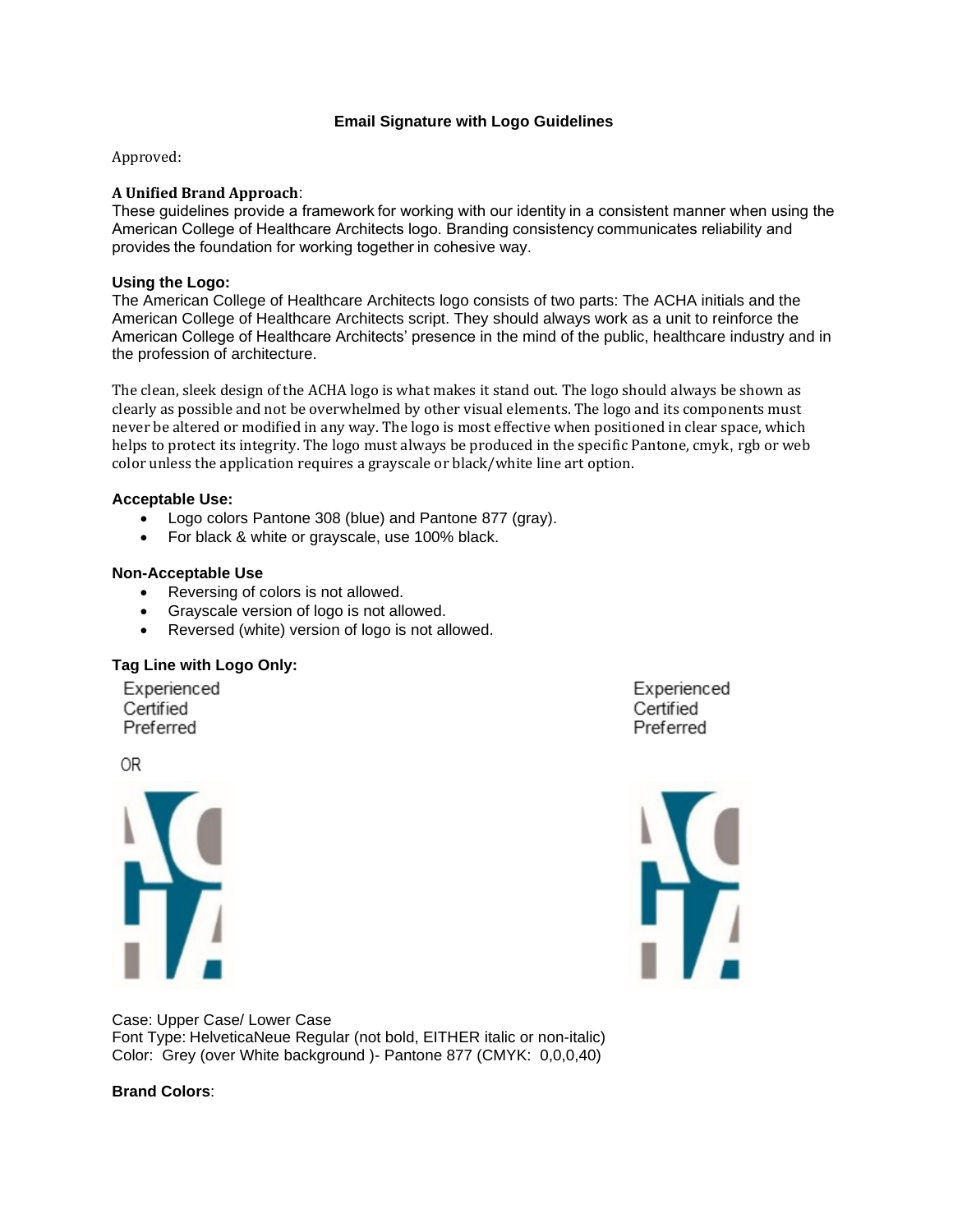**Email Signature with Logo Guidelines**

Approved:

**A Unified Brand Approach**:
These guidelines provide a framework for working with our identity in a consistent manner when using the American College of Healthcare Architects logo. Branding consistency communicates reliability and provides the foundation for working together in cohesive way.

**Using the Logo:**
The American College of Healthcare Architects logo consists of two parts: The ACHA initials and the American College of Healthcare Architects script. They should always work as a unit to reinforce the American College of Healthcare Architects' presence in the mind of the public, healthcare industry and in the profession of architecture.

The clean, sleek design of the ACHA logo is what makes it stand out. The logo should always be shown as clearly as possible and not be overwhelmed by other visual elements. The logo and its components must never be altered or modified in any way. The logo is most effective when positioned in clear space, which helps to protect its integrity. The logo must always be produced in the specific Pantone, cmyk, rgb or web color unless the application requires a grayscale or black/white line art option.

**Acceptable Use:**
- Logo colors Pantone 308 (blue) and Pantone 877 (gray).
- For black & white or grayscale, use 100% black.

**Non-Acceptable Use**
- Reversing of colors is not allowed.
- Grayscale version of logo is not allowed.
- Reversed (white) version of logo is not allowed.

**Tag Line with Logo Only:**

Experienced
Certified
Preferred

OR

Experienced
Certified
Preferred

Case: Upper Case/ Lower Case
Font Type: HelveticaNeue Regular (not bold, EITHER italic or non-italic)
Color: Grey (over White background )- Pantone 877 (CMYK: 0,0,0,40)

**Brand Colors**: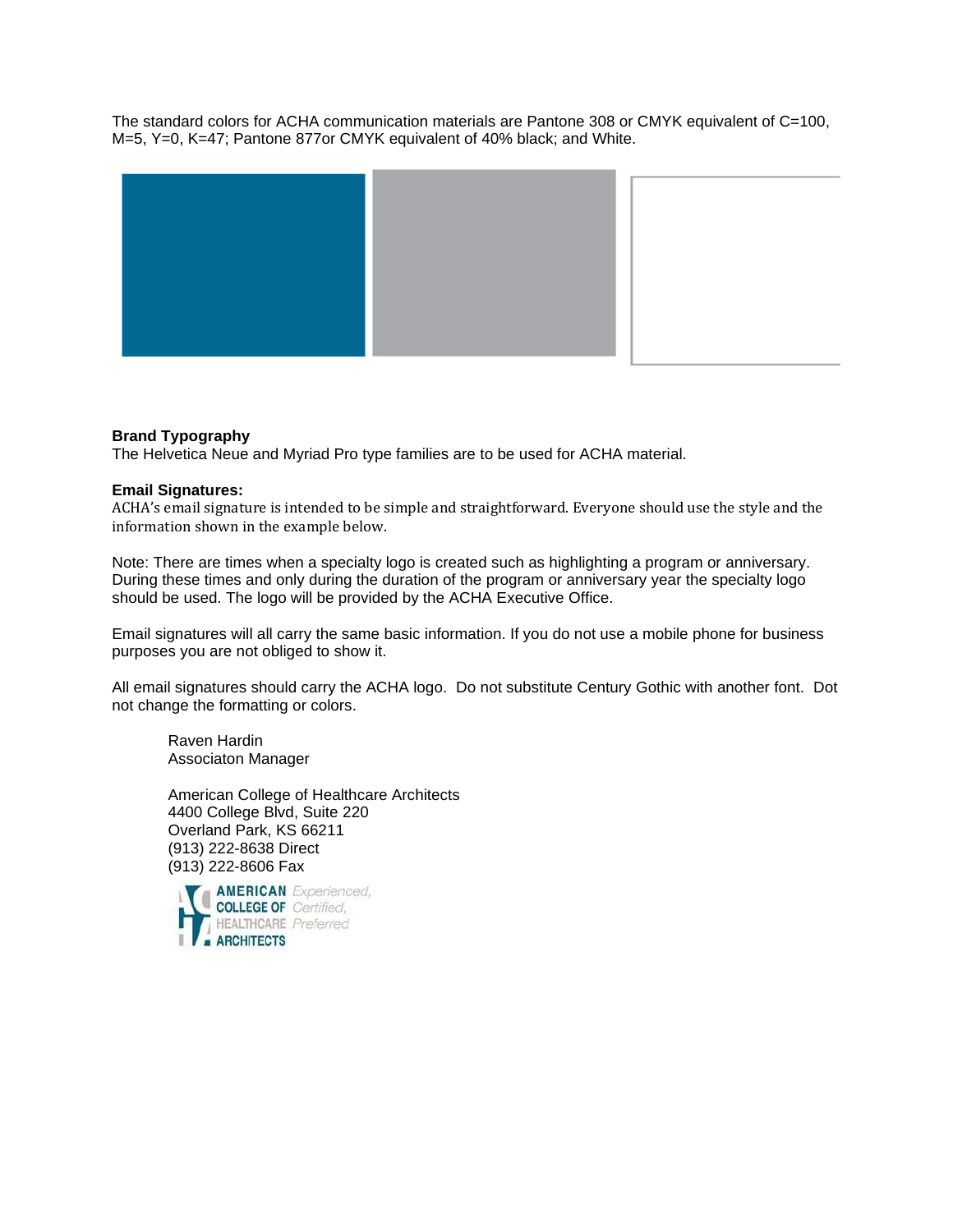The standard colors for ACHA communication materials are Pantone 308 or CMYK equivalent of C=100, M=5, Y=0, K=47; Pantone 877or CMYK equivalent of 40% black; and White.

**Brand Typography**

The Helvetica Neue and Myriad Pro type families are to be used for ACHA material.

**Email Signatures:**

ACHA's email signature is intended to be simple and straightforward. Everyone should use the style and the information shown in the example below.

Note: There are times when a specialty logo is created such as highlighting a program or anniversary. During these times and only during the duration of the program or anniversary year the specialty logo should be used. The logo will be provided by the ACHA Executive Office.

Email signatures will all carry the same basic information. If you do not use a mobile phone for business purposes you are not obliged to show it.

All email signatures should carry the ACHA logo. Do not substitute Century Gothic with another font. Dot not change the formatting or colors.

Raven Hardin
Associaton Manager

American College of Healthcare Architects
4400 College Blvd, Suite 220
Overland Park, KS 66211
(913) 222-8638 Direct
(913) 222-8606 Fax

AMERICAN COLLEGE OF HEALTHCARE ARCHITECTS Experienced, Certified, Preferred